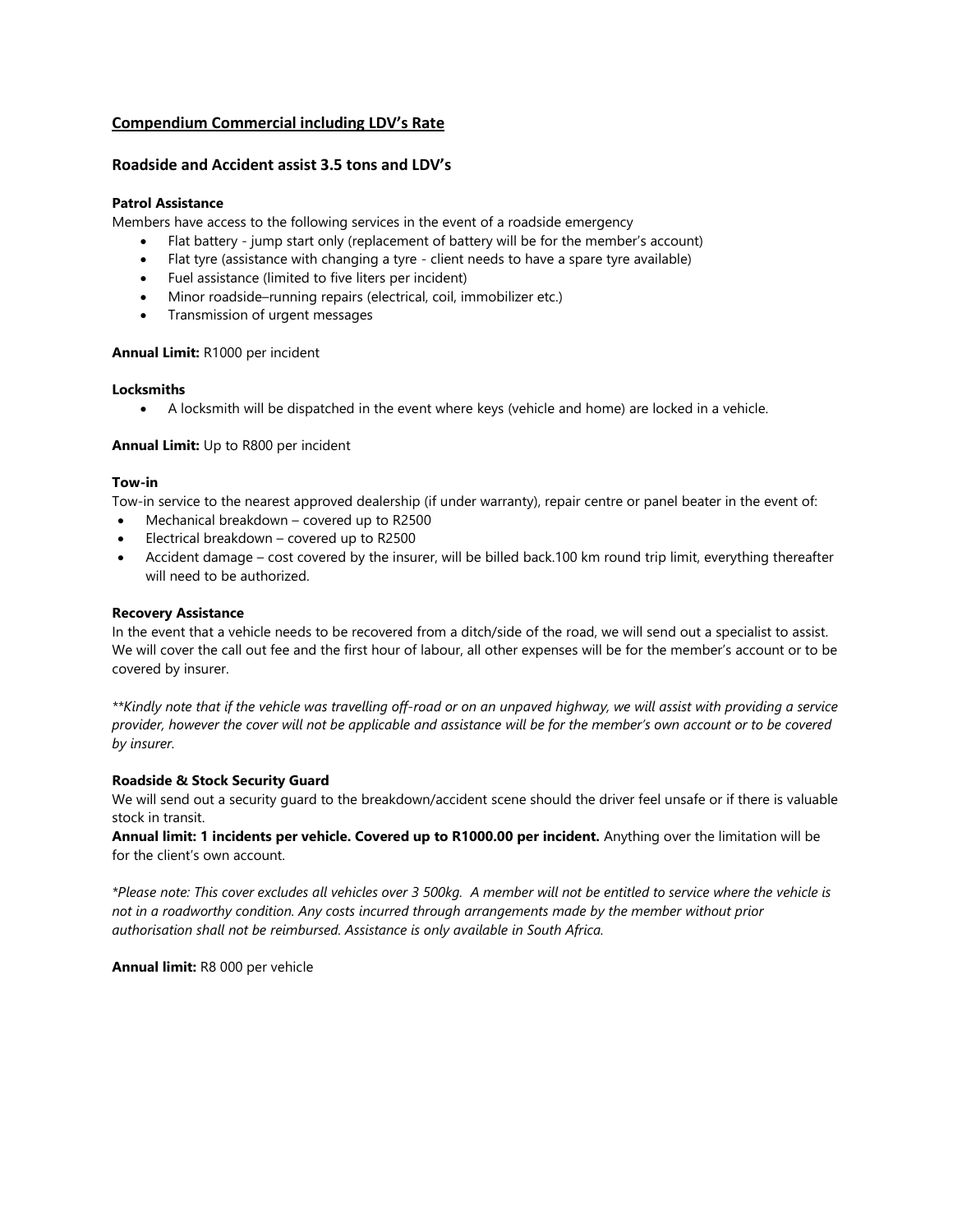## <u>Compendium Commercial including LDV's Rate</u>

### Roadside and Accident assist 3.5 tons and LDV's

**Patrol Assistance**

Members have access to the following services in the event of a roadside emergency

- Flat battery - jump start only (replacement of battery will be for the member's account)
- Flat tyre (assistance with changing a tyre - client needs to have a spare tyre available)
- Fuel assistance (limited to five liters per incident)
- Minor roadside–running repairs (electrical, coil, immobilizer etc.)
- Transmission of urgent messages

**Annual Limit:** R1000 per incident

**Locksmiths**

- A locksmith will be dispatched in the event where keys (vehicle and home) are locked in a vehicle.

**Annual Limit:** Up to R800 per incident

**Tow-in**

Tow-in service to the nearest approved dealership (if under warranty), repair centre or panel beater in the event of:

- Mechanical breakdown – covered up to R2500
- Electrical breakdown – covered up to R2500
- Accident damage – cost covered by the insurer, will be billed back.100 km round trip limit, everything thereafter will need to be authorized.

**Recovery Assistance**

In the event that a vehicle needs to be recovered from a ditch/side of the road, we will send out a specialist to assist. We will cover the call out fee and the first hour of labour, all other expenses will be for the member's account or to be covered by insurer.

*\*\*Kindly note that if the vehicle was travelling off-road or on an unpaved highway, we will assist with providing a service provider, however the cover will not be applicable and assistance will be for the member's own account or to be covered by insurer.*

**Roadside & Stock Security Guard**

We will send out a security guard to the breakdown/accident scene should the driver feel unsafe or if there is valuable stock in transit.

**Annual limit: 1 incidents per vehicle. Covered up to R1000.00 per incident.** Anything over the limitation will be for the client's own account.

*\*Please note: This cover excludes all vehicles over 3 500kg. A member will not be entitled to service where the vehicle is not in a roadworthy condition. Any costs incurred through arrangements made by the member without prior authorisation shall not be reimbursed. Assistance is only available in South Africa.*

**Annual limit:** R8 000 per vehicle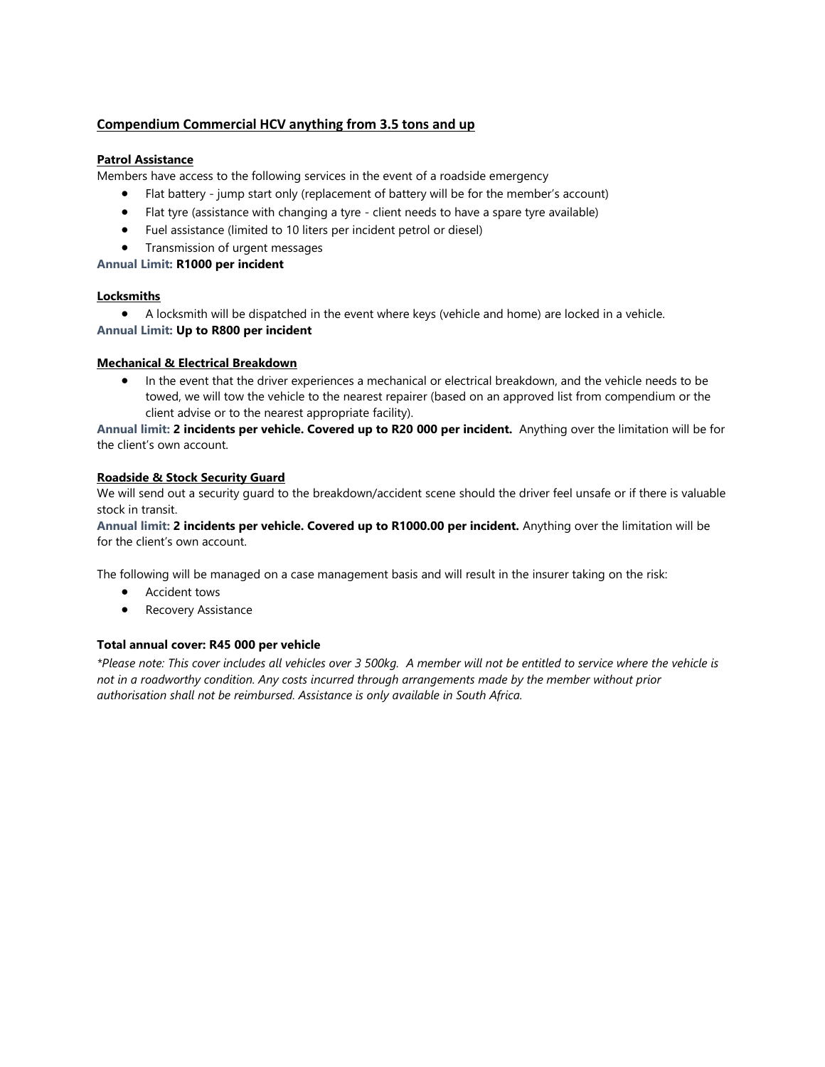## Compendium Commercial HCV anything from 3.5 tons and up

### Patrol Assistance

Members have access to the following services in the event of a roadside emergency

- Flat battery - jump start only (replacement of battery will be for the member's account)
- Flat tyre (assistance with changing a tyre - client needs to have a spare tyre available)
- Fuel assistance (limited to 10 liters per incident petrol or diesel)
- Transmission of urgent messages

**Annual Limit: R1000 per incident**

### Locksmiths

- A locksmith will be dispatched in the event where keys (vehicle and home) are locked in a vehicle.

**Annual Limit: Up to R800 per incident**

### Mechanical & Electrical Breakdown

- In the event that the driver experiences a mechanical or electrical breakdown, and the vehicle needs to be towed, we will tow the vehicle to the nearest repairer (based on an approved list from compendium or the client advise or to the nearest appropriate facility).

**Annual limit: 2 incidents per vehicle. Covered up to R20 000 per incident.** Anything over the limitation will be for the client's own account.

### Roadside & Stock Security Guard

We will send out a security guard to the breakdown/accident scene should the driver feel unsafe or if there is valuable stock in transit.

**Annual limit: 2 incidents per vehicle. Covered up to R1000.00 per incident.** Anything over the limitation will be for the client's own account.

The following will be managed on a case management basis and will result in the insurer taking on the risk:

- Accident tows
- Recovery Assistance

**Total annual cover: R45 000 per vehicle**

*\*Please note: This cover includes all vehicles over 3 500kg. A member will not be entitled to service where the vehicle is not in a roadworthy condition. Any costs incurred through arrangements made by the member without prior authorisation shall not be reimbursed. Assistance is only available in South Africa.*